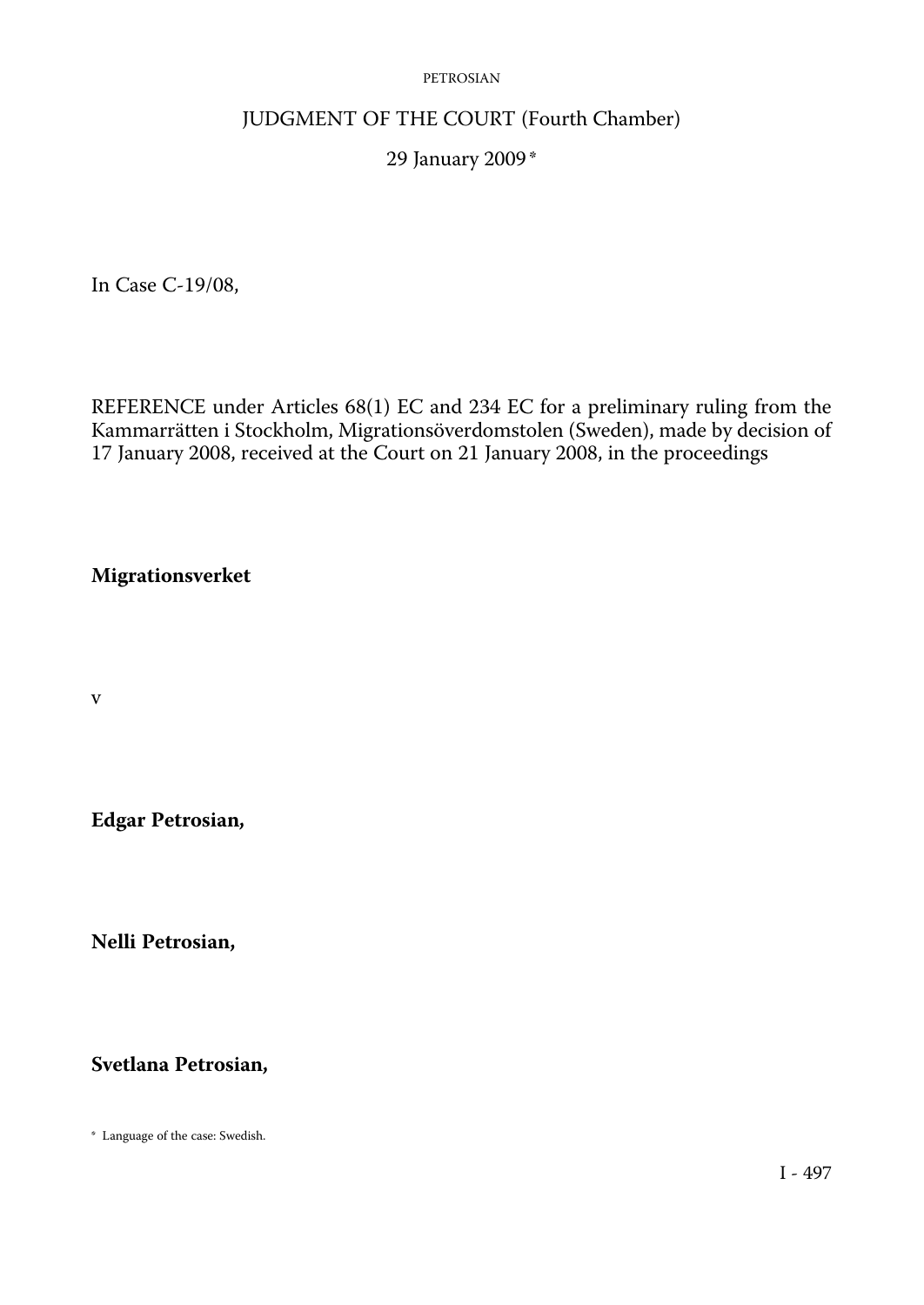# JUDGMENT OF THE COURT (Fourth Chamber)

29 January 2009 *

In Case C-19/08,

REFERENCE under Articles 68(1) EC and 234 EC for a preliminary ruling from the Kammarrätten i Stockholm, Migrationsöverdomstolen (Sweden), made by decision of 17 January 2008, received at the Court on 21 January 2008, in the proceedings

**Migrationsverket**

v

**Edgar Petrosian,**

**Nelli Petrosian,**

**Svetlana Petrosian,**

\* Language of the case: Swedish.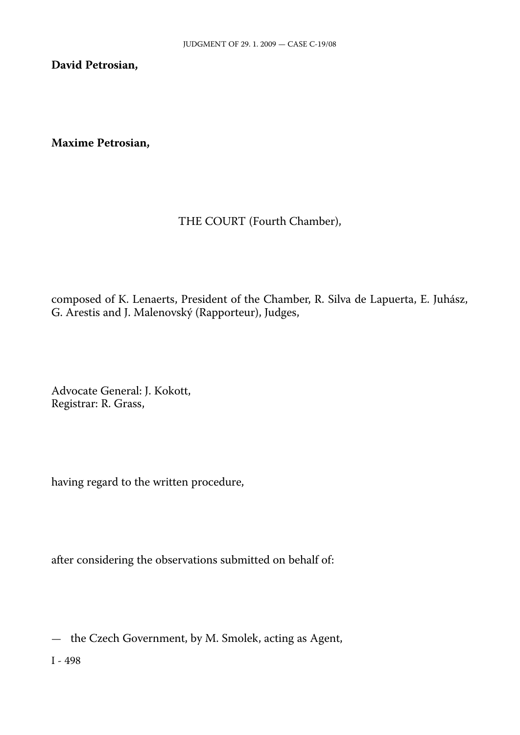**David Petrosian,**

**Maxime Petrosian,**

THE COURT (Fourth Chamber),

composed of K. Lenaerts, President of the Chamber, R. Silva de Lapuerta, E. Juhász, G. Arestis and J. Malenovský (Rapporteur), Judges,

Advocate General: J. Kokott,
Registrar: R. Grass,

having regard to the written procedure,

after considering the observations submitted on behalf of:

— the Czech Government, by M. Smolek, acting as Agent,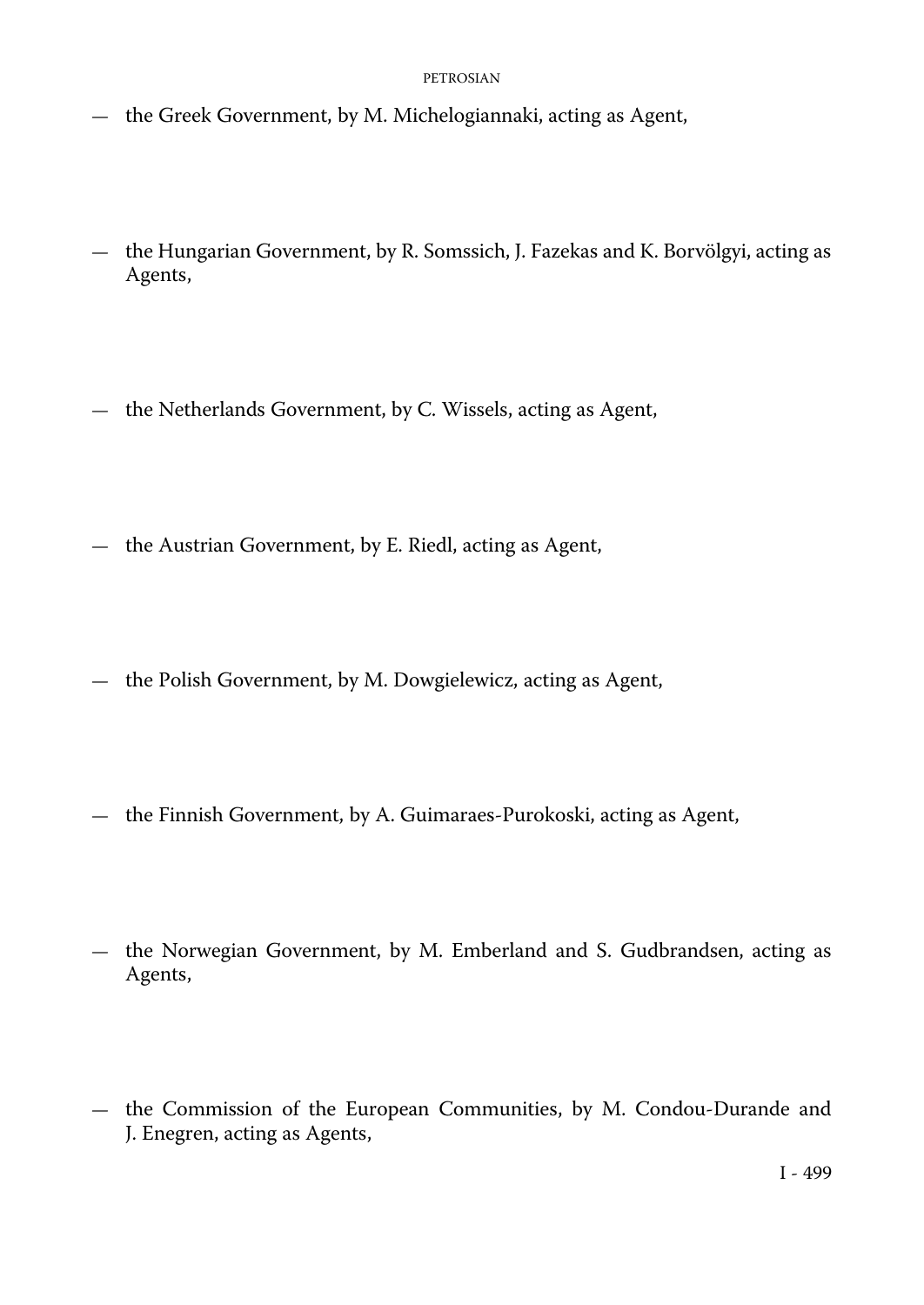— the Greek Government, by M. Michelogiannaki, acting as Agent,

— the Hungarian Government, by R. Somssich, J. Fazekas and K. Borvölgyi, acting as Agents,

— the Netherlands Government, by C. Wissels, acting as Agent,

— the Austrian Government, by E. Riedl, acting as Agent,

— the Polish Government, by M. Dowgielewicz, acting as Agent,

— the Finnish Government, by A. Guimaraes-Purokoski, acting as Agent,

— the Norwegian Government, by M. Emberland and S. Gudbrandsen, acting as Agents,

— the Commission of the European Communities, by M. Condou-Durande and J. Enegren, acting as Agents,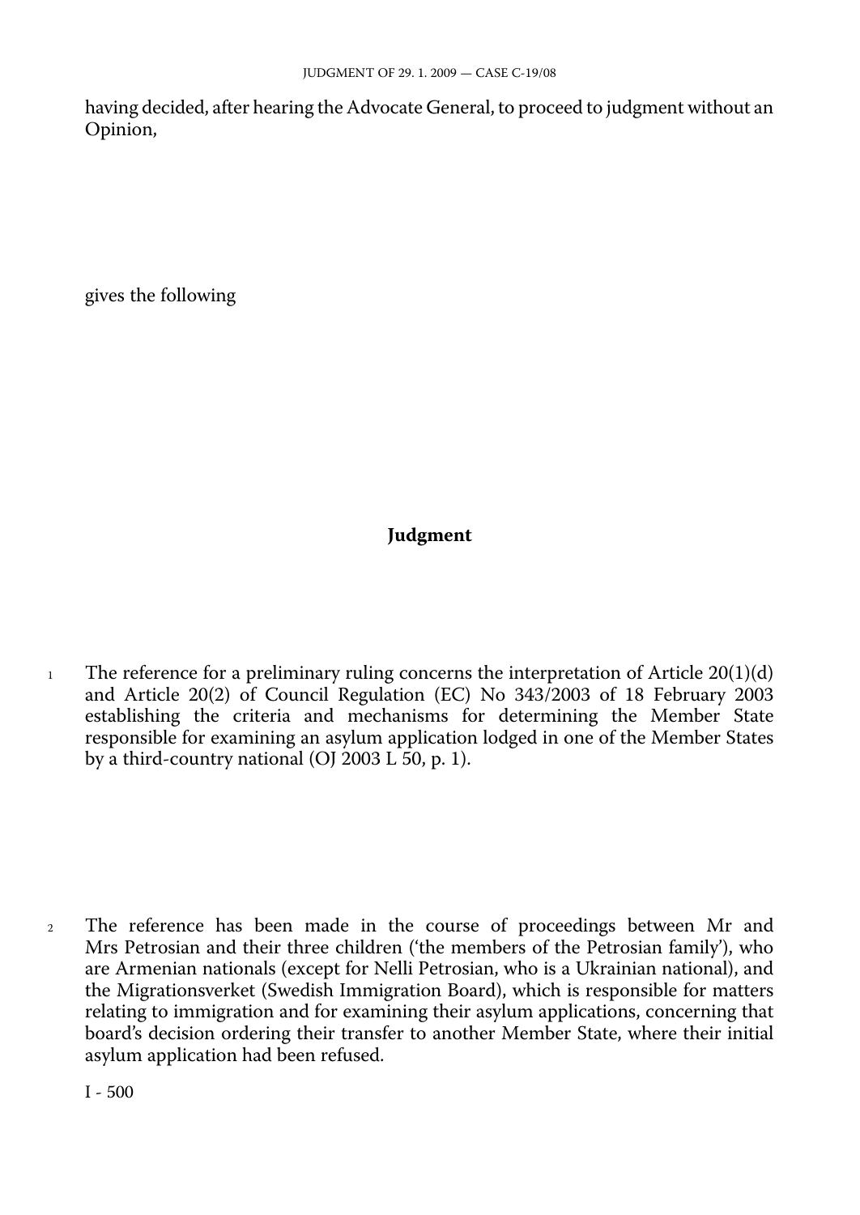having decided, after hearing the Advocate General, to proceed to judgment without an Opinion,

gives the following

## Judgment

1 The reference for a preliminary ruling concerns the interpretation of Article 20(1)(d) and Article 20(2) of Council Regulation (EC) No 343/2003 of 18 February 2003 establishing the criteria and mechanisms for determining the Member State responsible for examining an asylum application lodged in one of the Member States by a third-country national (OJ 2003 L 50, p. 1).

2 The reference has been made in the course of proceedings between Mr and Mrs Petrosian and their three children ('the members of the Petrosian family'), who are Armenian nationals (except for Nelli Petrosian, who is a Ukrainian national), and the Migrationsverket (Swedish Immigration Board), which is responsible for matters relating to immigration and for examining their asylum applications, concerning that board's decision ordering their transfer to another Member State, where their initial asylum application had been refused.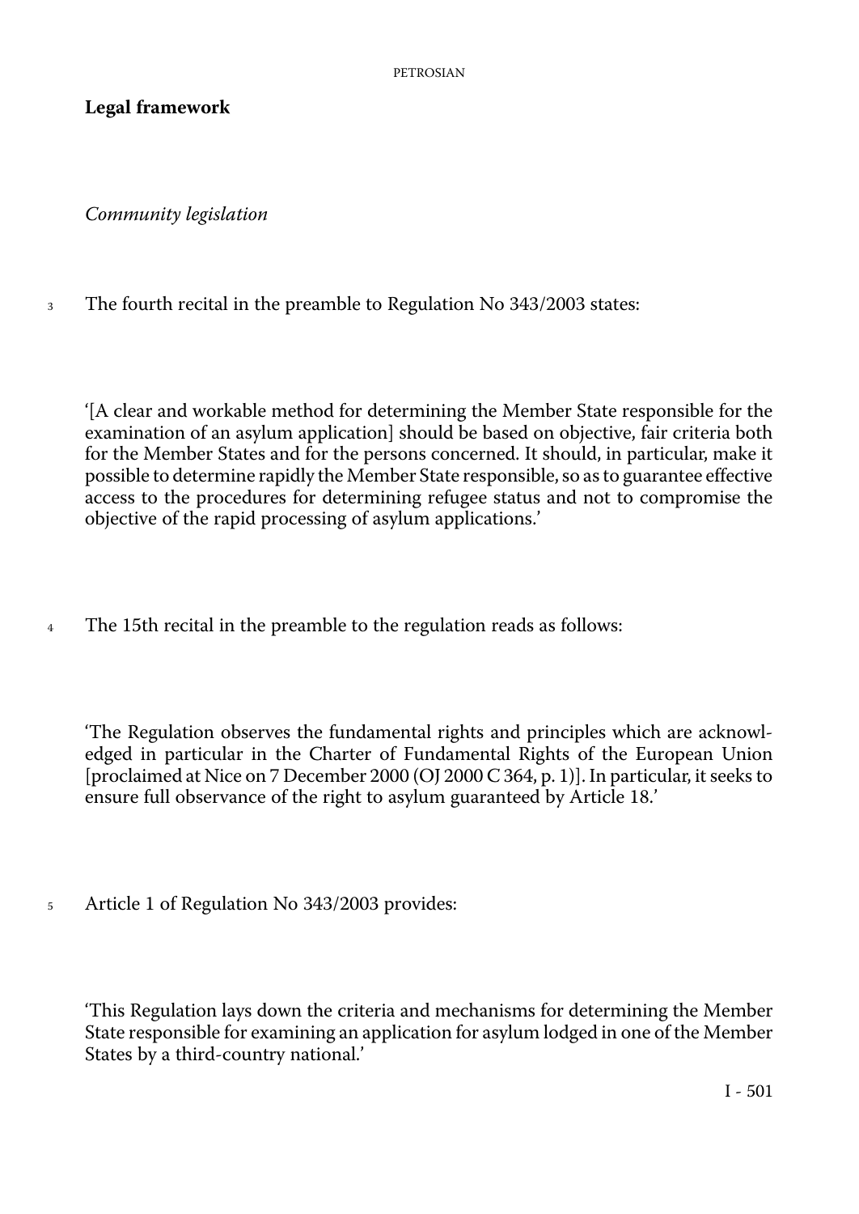**Legal framework**

*Community legislation*

3 The fourth recital in the preamble to Regulation No 343/2003 states:

'[A clear and workable method for determining the Member State responsible for the examination of an asylum application] should be based on objective, fair criteria both for the Member States and for the persons concerned. It should, in particular, make it possible to determine rapidly the Member State responsible, so as to guarantee effective access to the procedures for determining refugee status and not to compromise the objective of the rapid processing of asylum applications.'

4 The 15th recital in the preamble to the regulation reads as follows:

'The Regulation observes the fundamental rights and principles which are acknowledged in particular in the Charter of Fundamental Rights of the European Union [proclaimed at Nice on 7 December 2000 (OJ 2000 C 364, p. 1)]. In particular, it seeks to ensure full observance of the right to asylum guaranteed by Article 18.'

5 Article 1 of Regulation No 343/2003 provides:

'This Regulation lays down the criteria and mechanisms for determining the Member State responsible for examining an application for asylum lodged in one of the Member States by a third-country national.'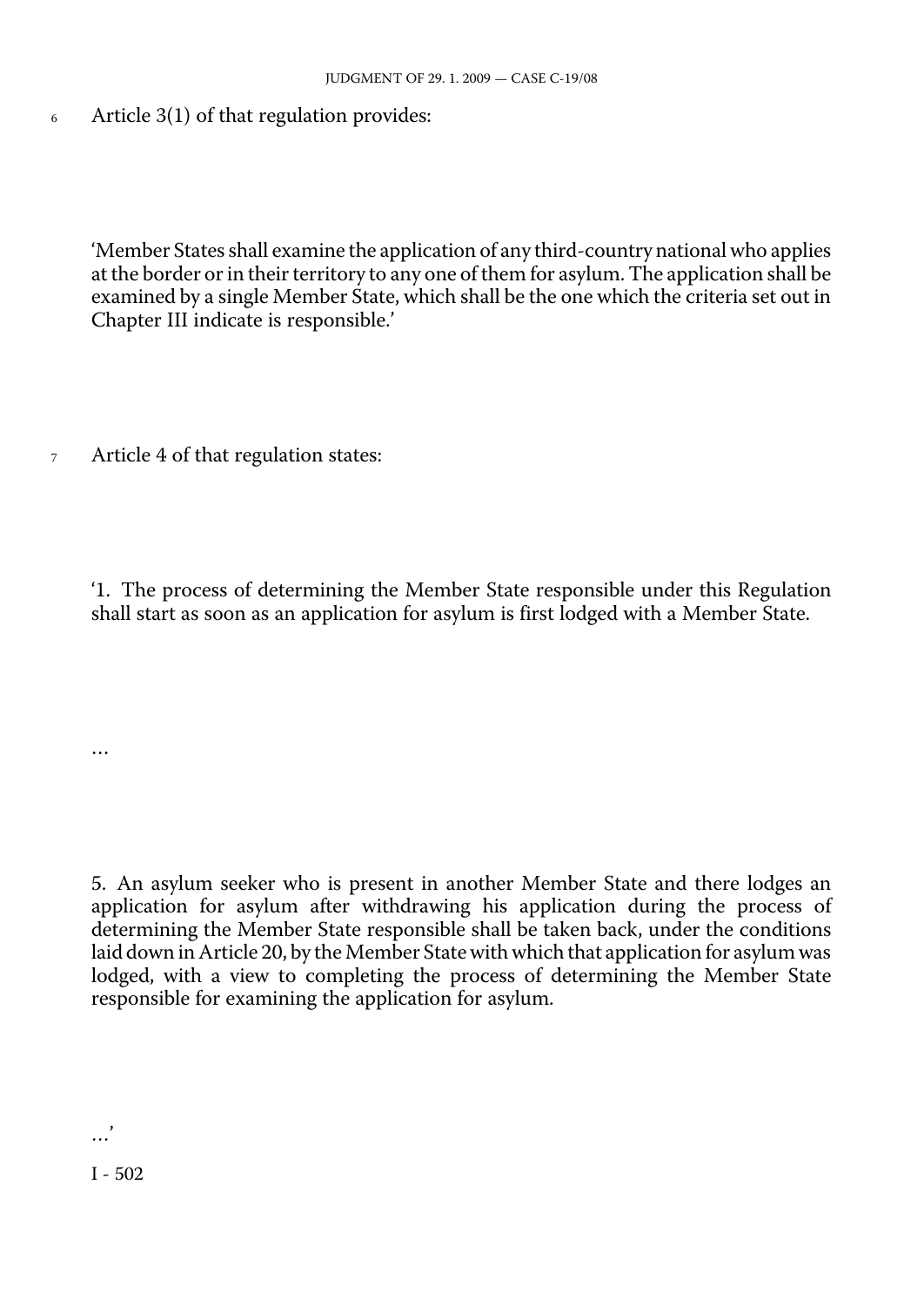6 Article 3(1) of that regulation provides:

'Member States shall examine the application of any third-country national who applies at the border or in their territory to any one of them for asylum. The application shall be examined by a single Member State, which shall be the one which the criteria set out in Chapter III indicate is responsible.'

7 Article 4 of that regulation states:

'1. The process of determining the Member State responsible under this Regulation shall start as soon as an application for asylum is first lodged with a Member State.

...

5. An asylum seeker who is present in another Member State and there lodges an application for asylum after withdrawing his application during the process of determining the Member State responsible shall be taken back, under the conditions laid down in Article 20, by the Member State with which that application for asylum was lodged, with a view to completing the process of determining the Member State responsible for examining the application for asylum.

...'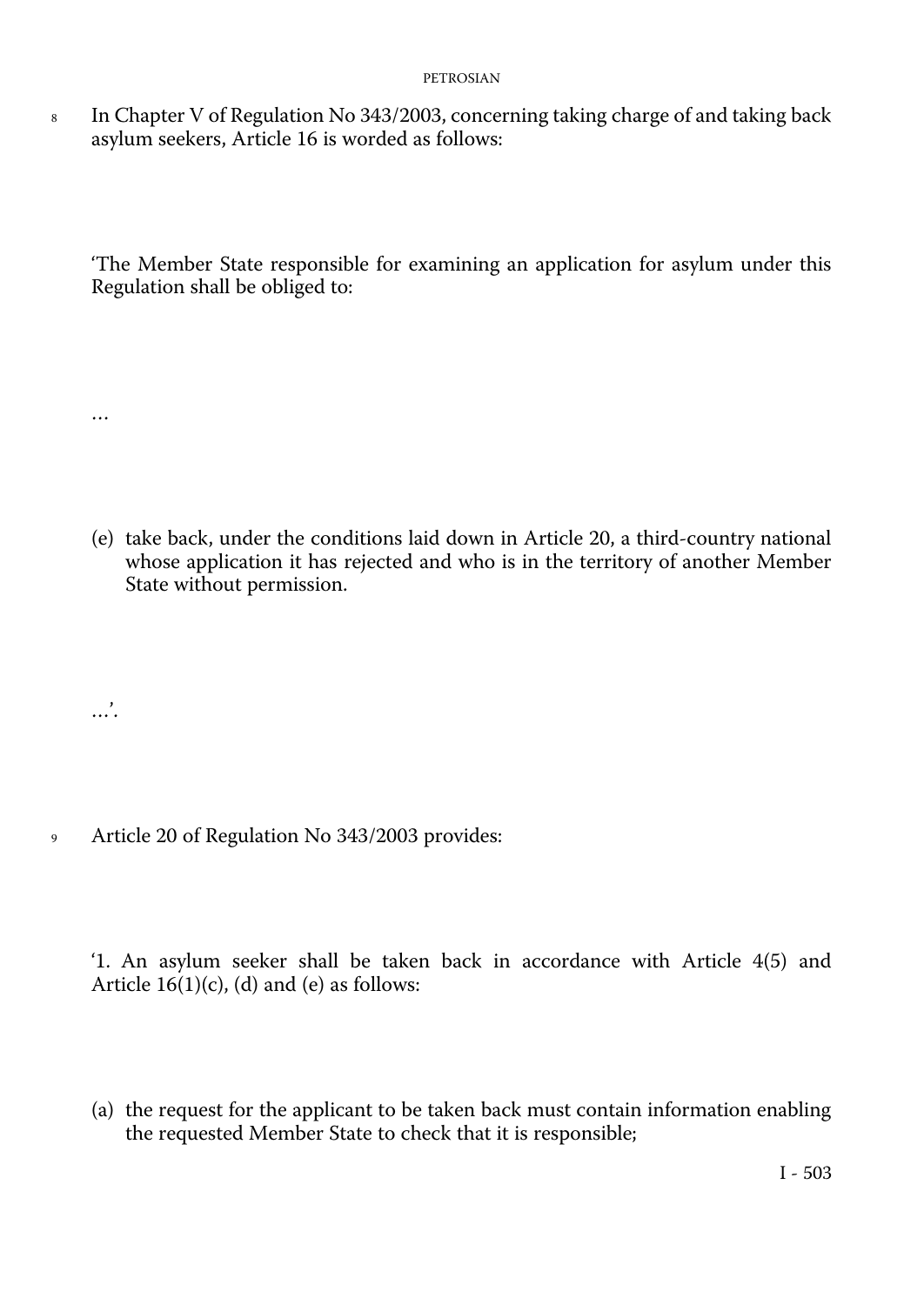8 In Chapter V of Regulation No 343/2003, concerning taking charge of and taking back asylum seekers, Article 16 is worded as follows:

'The Member State responsible for examining an application for asylum under this Regulation shall be obliged to:

…

(e) take back, under the conditions laid down in Article 20, a third-country national whose application it has rejected and who is in the territory of another Member State without permission.

…'.

9 Article 20 of Regulation No 343/2003 provides:

'1. An asylum seeker shall be taken back in accordance with Article 4(5) and Article 16(1)(c), (d) and (e) as follows:

(a) the request for the applicant to be taken back must contain information enabling the requested Member State to check that it is responsible;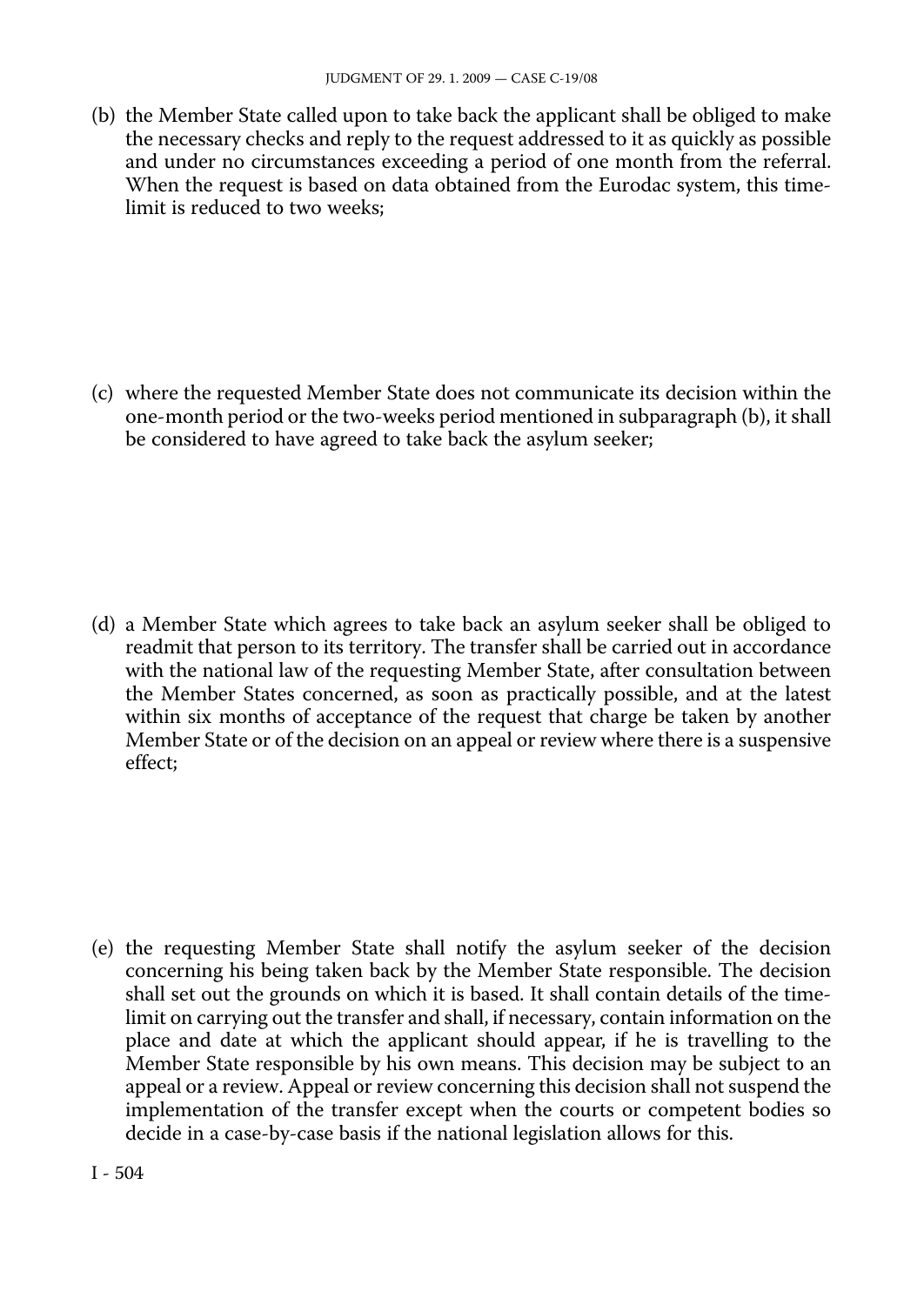(b) the Member State called upon to take back the applicant shall be obliged to make the necessary checks and reply to the request addressed to it as quickly as possible and under no circumstances exceeding a period of one month from the referral. When the request is based on data obtained from the Eurodac system, this time-limit is reduced to two weeks;

(c) where the requested Member State does not communicate its decision within the one-month period or the two-weeks period mentioned in subparagraph (b), it shall be considered to have agreed to take back the asylum seeker;

(d) a Member State which agrees to take back an asylum seeker shall be obliged to readmit that person to its territory. The transfer shall be carried out in accordance with the national law of the requesting Member State, after consultation between the Member States concerned, as soon as practically possible, and at the latest within six months of acceptance of the request that charge be taken by another Member State or of the decision on an appeal or review where there is a suspensive effect;

(e) the requesting Member State shall notify the asylum seeker of the decision concerning his being taken back by the Member State responsible. The decision shall set out the grounds on which it is based. It shall contain details of the time-limit on carrying out the transfer and shall, if necessary, contain information on the place and date at which the applicant should appear, if he is travelling to the Member State responsible by his own means. This decision may be subject to an appeal or a review. Appeal or review concerning this decision shall not suspend the implementation of the transfer except when the courts or competent bodies so decide in a case-by-case basis if the national legislation allows for this.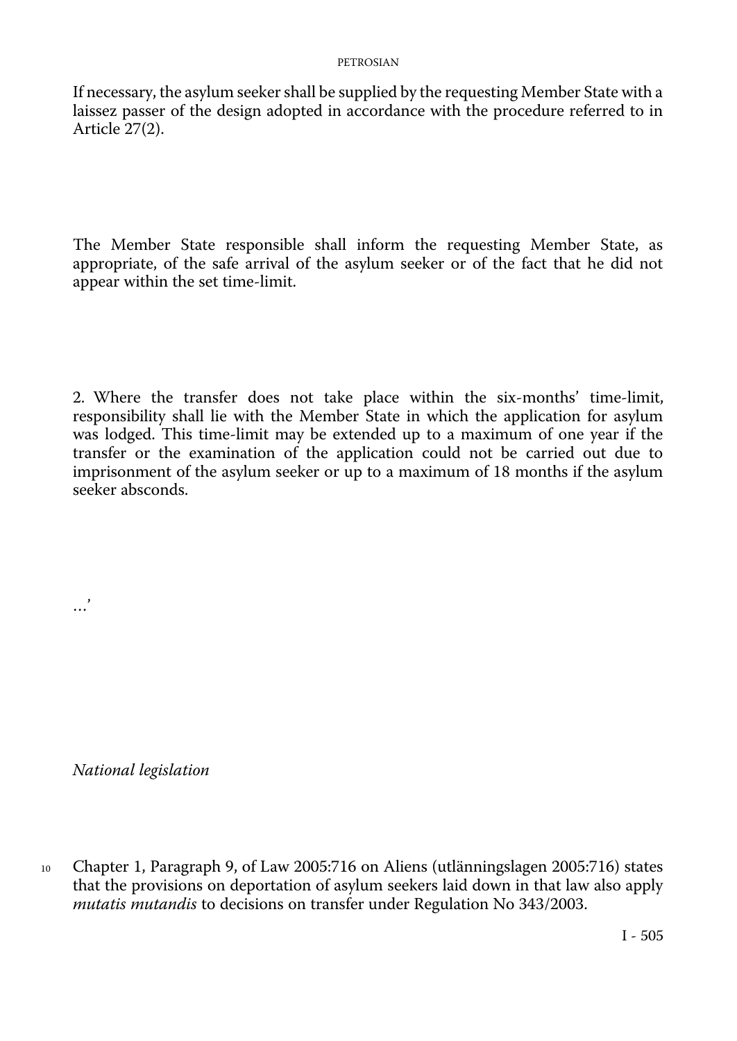If necessary, the asylum seeker shall be supplied by the requesting Member State with a laissez passer of the design adopted in accordance with the procedure referred to in Article 27(2).

The Member State responsible shall inform the requesting Member State, as appropriate, of the safe arrival of the asylum seeker or of the fact that he did not appear within the set time-limit.

2. Where the transfer does not take place within the six-months' time-limit, responsibility shall lie with the Member State in which the application for asylum was lodged. This time-limit may be extended up to a maximum of one year if the transfer or the examination of the application could not be carried out due to imprisonment of the asylum seeker or up to a maximum of 18 months if the asylum seeker absconds.

…'

*National legislation*

10 Chapter 1, Paragraph 9, of Law 2005:716 on Aliens (utlänningslagen 2005:716) states that the provisions on deportation of asylum seekers laid down in that law also apply *mutatis mutandis* to decisions on transfer under Regulation No 343/2003.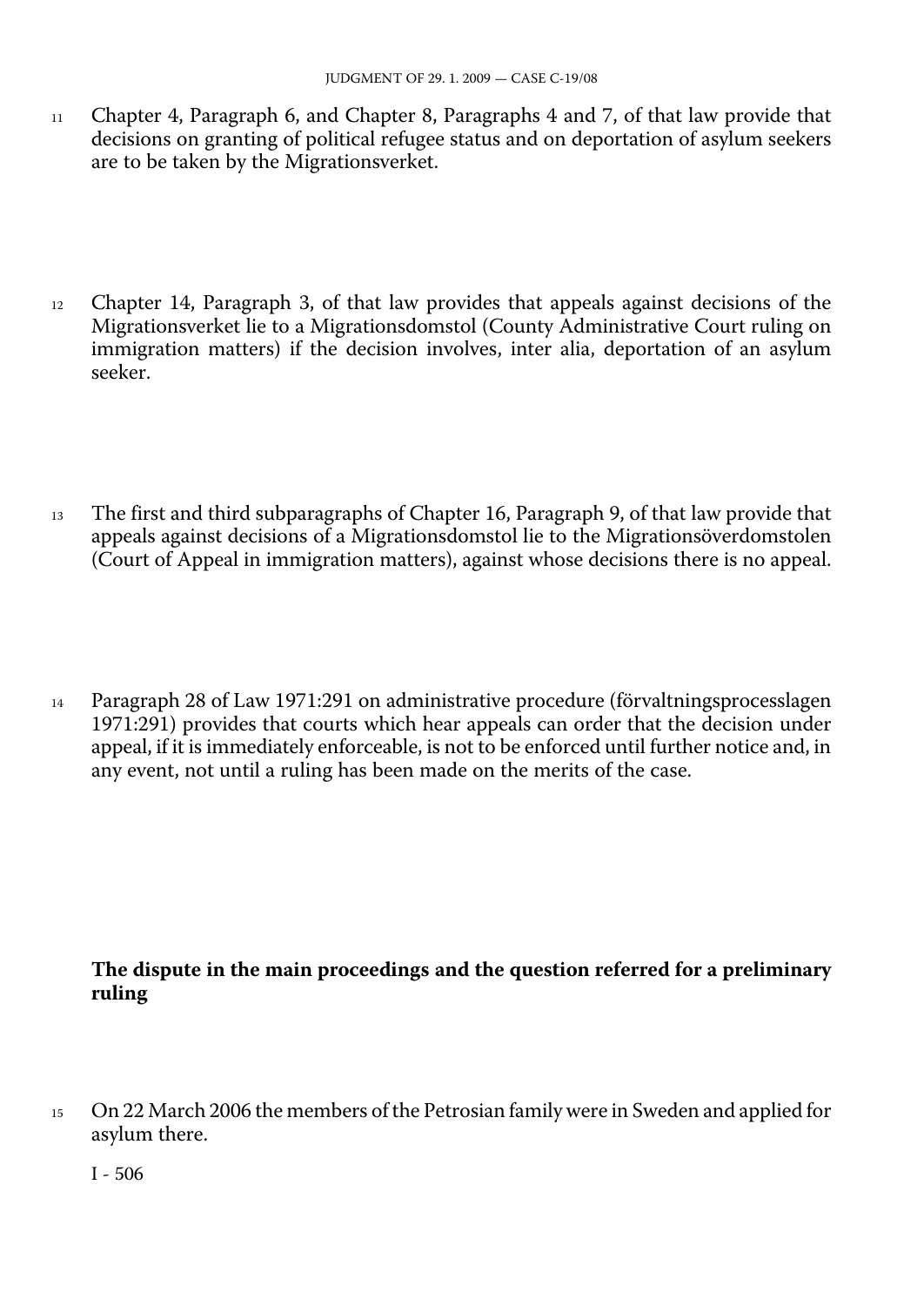11 Chapter 4, Paragraph 6, and Chapter 8, Paragraphs 4 and 7, of that law provide that decisions on granting of political refugee status and on deportation of asylum seekers are to be taken by the Migrationsverket.

12 Chapter 14, Paragraph 3, of that law provides that appeals against decisions of the Migrationsverket lie to a Migrationsdomstol (County Administrative Court ruling on immigration matters) if the decision involves, inter alia, deportation of an asylum seeker.

13 The first and third subparagraphs of Chapter 16, Paragraph 9, of that law provide that appeals against decisions of a Migrationsdomstol lie to the Migrationsöverdomstolen (Court of Appeal in immigration matters), against whose decisions there is no appeal.

14 Paragraph 28 of Law 1971:291 on administrative procedure (förvaltningsprocesslagen 1971:291) provides that courts which hear appeals can order that the decision under appeal, if it is immediately enforceable, is not to be enforced until further notice and, in any event, not until a ruling has been made on the merits of the case.

**The dispute in the main proceedings and the question referred for a preliminary ruling**

15 On 22 March 2006 the members of the Petrosian family were in Sweden and applied for asylum there.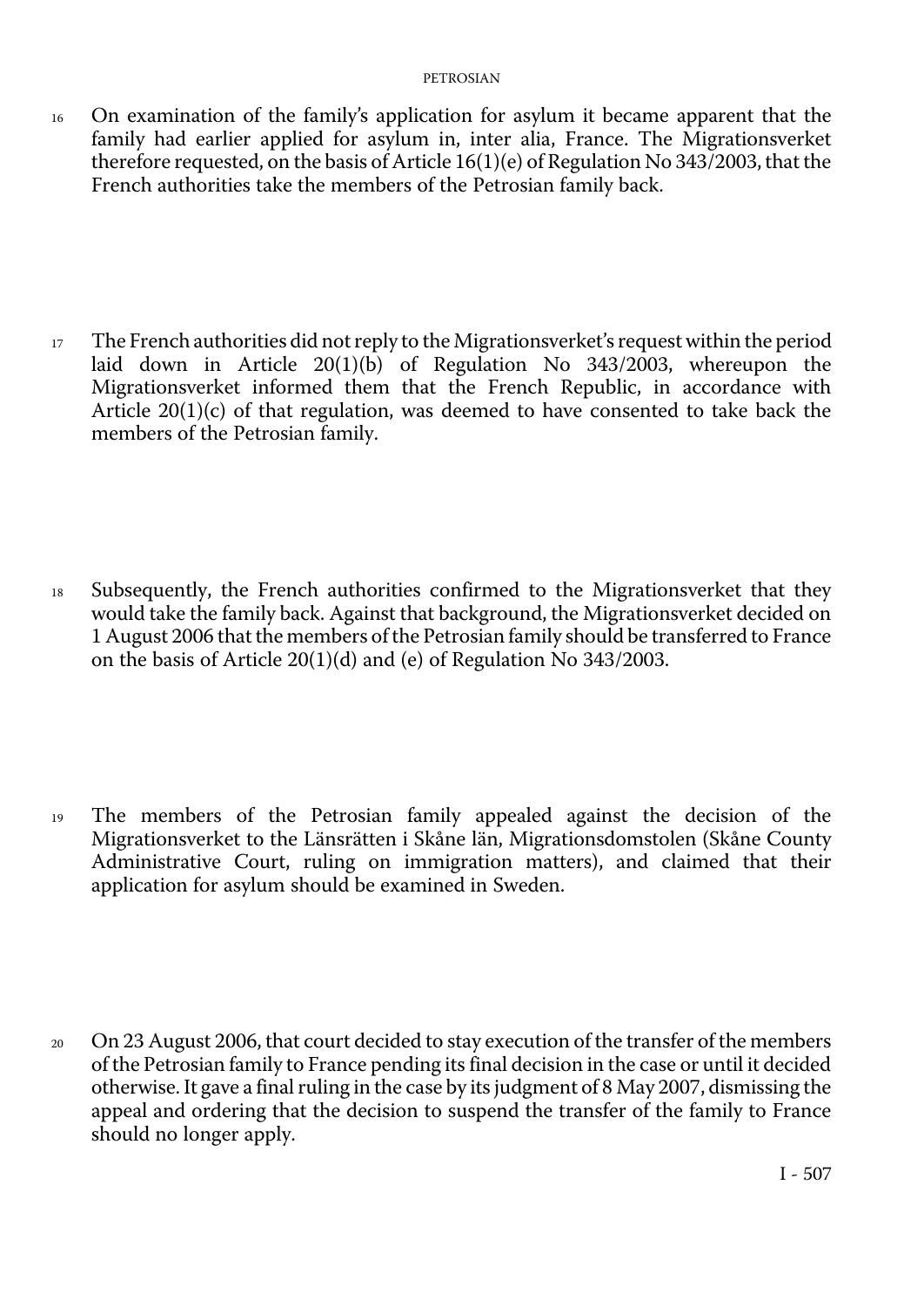16 On examination of the family's application for asylum it became apparent that the family had earlier applied for asylum in, inter alia, France. The Migrationsverket therefore requested, on the basis of Article 16(1)(e) of Regulation No 343/2003, that the French authorities take the members of the Petrosian family back.

17 The French authorities did not reply to the Migrationsverket's request within the period laid down in Article 20(1)(b) of Regulation No 343/2003, whereupon the Migrationsverket informed them that the French Republic, in accordance with Article 20(1)(c) of that regulation, was deemed to have consented to take back the members of the Petrosian family.

18 Subsequently, the French authorities confirmed to the Migrationsverket that they would take the family back. Against that background, the Migrationsverket decided on 1 August 2006 that the members of the Petrosian family should be transferred to France on the basis of Article 20(1)(d) and (e) of Regulation No 343/2003.

19 The members of the Petrosian family appealed against the decision of the Migrationsverket to the Länsrätten i Skåne län, Migrationsdomstolen (Skåne County Administrative Court, ruling on immigration matters), and claimed that their application for asylum should be examined in Sweden.

20 On 23 August 2006, that court decided to stay execution of the transfer of the members of the Petrosian family to France pending its final decision in the case or until it decided otherwise. It gave a final ruling in the case by its judgment of 8 May 2007, dismissing the appeal and ordering that the decision to suspend the transfer of the family to France should no longer apply.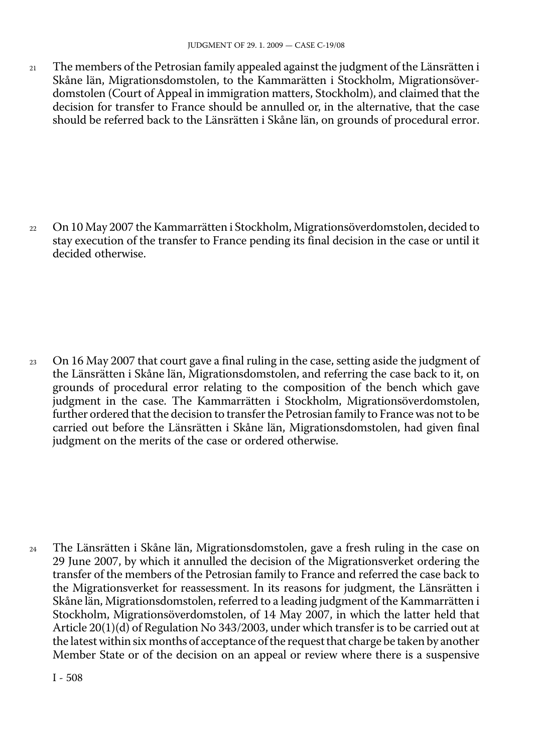21 The members of the Petrosian family appealed against the judgment of the Länsrätten i Skåne län, Migrationsdomstolen, to the Kammarätten i Stockholm, Migrationsöverdomstolen (Court of Appeal in immigration matters, Stockholm), and claimed that the decision for transfer to France should be annulled or, in the alternative, that the case should be referred back to the Länsrätten i Skåne län, on grounds of procedural error.

22 On 10 May 2007 the Kammarrätten i Stockholm, Migrationsöverdomstolen, decided to stay execution of the transfer to France pending its final decision in the case or until it decided otherwise.

23 On 16 May 2007 that court gave a final ruling in the case, setting aside the judgment of the Länsrätten i Skåne län, Migrationsdomstolen, and referring the case back to it, on grounds of procedural error relating to the composition of the bench which gave judgment in the case. The Kammarrätten i Stockholm, Migrationsöverdomstolen, further ordered that the decision to transfer the Petrosian family to France was not to be carried out before the Länsrätten i Skåne län, Migrationsdomstolen, had given final judgment on the merits of the case or ordered otherwise.

24 The Länsrätten i Skåne län, Migrationsdomstolen, gave a fresh ruling in the case on 29 June 2007, by which it annulled the decision of the Migrationsverket ordering the transfer of the members of the Petrosian family to France and referred the case back to the Migrationsverket for reassessment. In its reasons for judgment, the Länsrätten i Skåne län, Migrationsdomstolen, referred to a leading judgment of the Kammarrätten i Stockholm, Migrationsöverdomstolen, of 14 May 2007, in which the latter held that Article 20(1)(d) of Regulation No 343/2003, under which transfer is to be carried out at the latest within six months of acceptance of the request that charge be taken by another Member State or of the decision on an appeal or review where there is a suspensive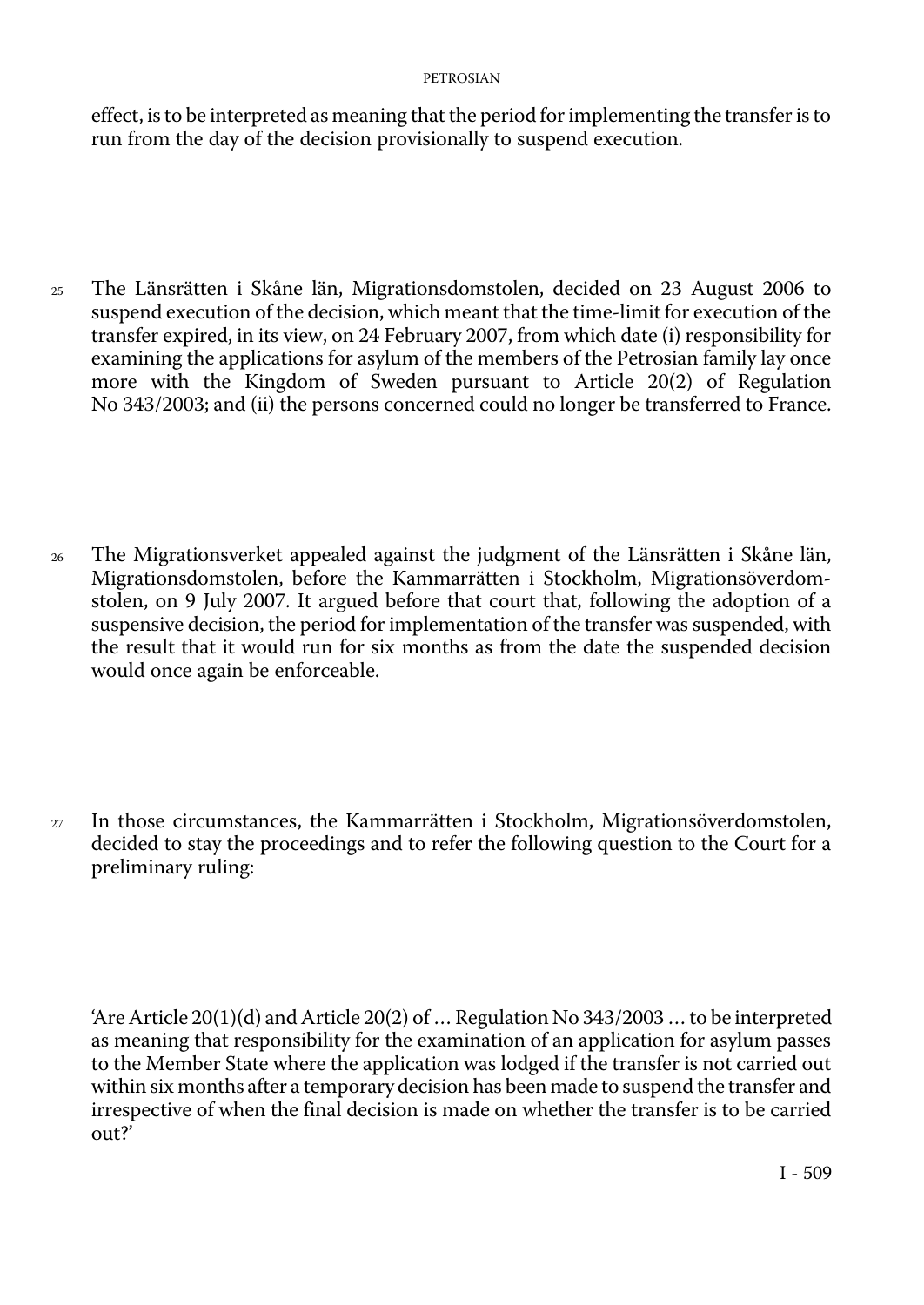effect, is to be interpreted as meaning that the period for implementing the transfer is to run from the day of the decision provisionally to suspend execution.

25 The Länsrätten i Skåne län, Migrationsdomstolen, decided on 23 August 2006 to suspend execution of the decision, which meant that the time-limit for execution of the transfer expired, in its view, on 24 February 2007, from which date (i) responsibility for examining the applications for asylum of the members of the Petrosian family lay once more with the Kingdom of Sweden pursuant to Article 20(2) of Regulation No 343/2003; and (ii) the persons concerned could no longer be transferred to France.

26 The Migrationsverket appealed against the judgment of the Länsrätten i Skåne län, Migrationsdomstolen, before the Kammarrätten i Stockholm, Migrationsöverdomstolen, on 9 July 2007. It argued before that court that, following the adoption of a suspensive decision, the period for implementation of the transfer was suspended, with the result that it would run for six months as from the date the suspended decision would once again be enforceable.

27 In those circumstances, the Kammarrätten i Stockholm, Migrationsöverdomstolen, decided to stay the proceedings and to refer the following question to the Court for a preliminary ruling:

'Are Article 20(1)(d) and Article 20(2) of … Regulation No 343/2003 … to be interpreted as meaning that responsibility for the examination of an application for asylum passes to the Member State where the application was lodged if the transfer is not carried out within six months after a temporary decision has been made to suspend the transfer and irrespective of when the final decision is made on whether the transfer is to be carried out?'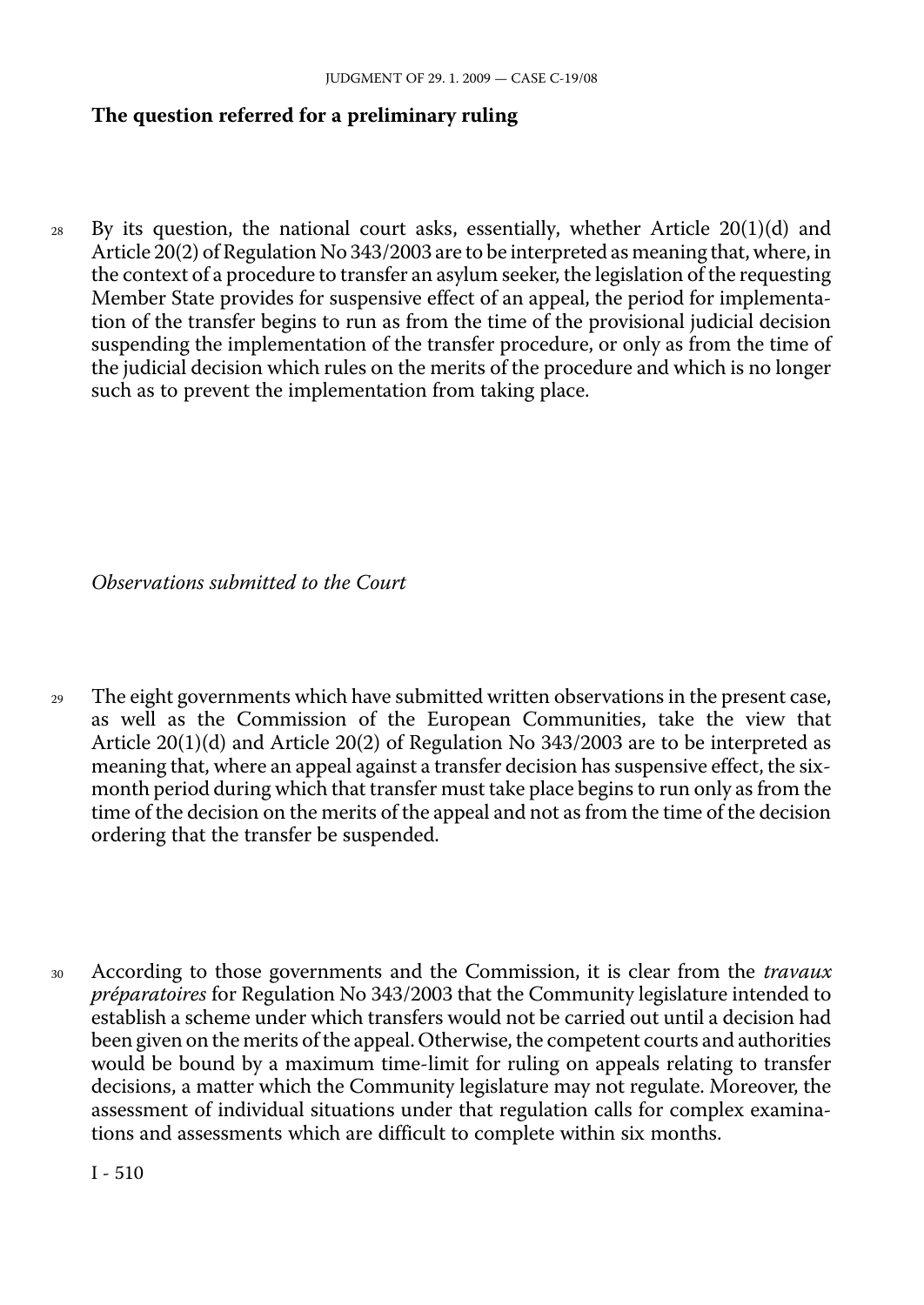## The question referred for a preliminary ruling

28 By its question, the national court asks, essentially, whether Article 20(1)(d) and Article 20(2) of Regulation No 343/2003 are to be interpreted as meaning that, where, in the context of a procedure to transfer an asylum seeker, the legislation of the requesting Member State provides for suspensive effect of an appeal, the period for implementation of the transfer begins to run as from the time of the provisional judicial decision suspending the implementation of the transfer procedure, or only as from the time of the judicial decision which rules on the merits of the procedure and which is no longer such as to prevent the implementation from taking place.

*Observations submitted to the Court*

29 The eight governments which have submitted written observations in the present case, as well as the Commission of the European Communities, take the view that Article 20(1)(d) and Article 20(2) of Regulation No 343/2003 are to be interpreted as meaning that, where an appeal against a transfer decision has suspensive effect, the six-month period during which that transfer must take place begins to run only as from the time of the decision on the merits of the appeal and not as from the time of the decision ordering that the transfer be suspended.

30 According to those governments and the Commission, it is clear from the *travaux préparatoires* for Regulation No 343/2003 that the Community legislature intended to establish a scheme under which transfers would not be carried out until a decision had been given on the merits of the appeal. Otherwise, the competent courts and authorities would be bound by a maximum time-limit for ruling on appeals relating to transfer decisions, a matter which the Community legislature may not regulate. Moreover, the assessment of individual situations under that regulation calls for complex examinations and assessments which are difficult to complete within six months.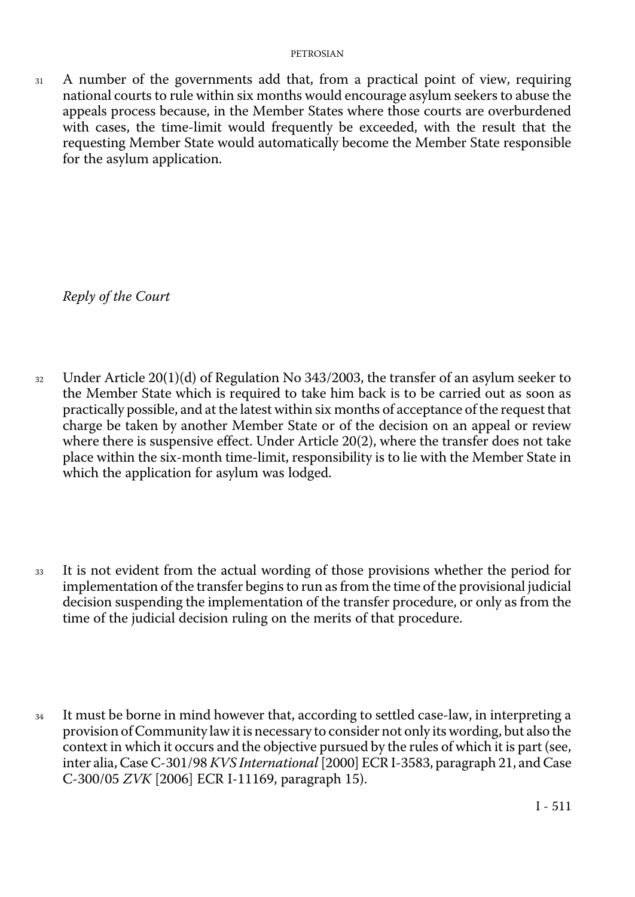31 A number of the governments add that, from a practical point of view, requiring national courts to rule within six months would encourage asylum seekers to abuse the appeals process because, in the Member States where those courts are overburdened with cases, the time-limit would frequently be exceeded, with the result that the requesting Member State would automatically become the Member State responsible for the asylum application.

*Reply of the Court*

32 Under Article 20(1)(d) of Regulation No 343/2003, the transfer of an asylum seeker to the Member State which is required to take him back is to be carried out as soon as practically possible, and at the latest within six months of acceptance of the request that charge be taken by another Member State or of the decision on an appeal or review where there is suspensive effect. Under Article 20(2), where the transfer does not take place within the six-month time-limit, responsibility is to lie with the Member State in which the application for asylum was lodged.

33 It is not evident from the actual wording of those provisions whether the period for implementation of the transfer begins to run as from the time of the provisional judicial decision suspending the implementation of the transfer procedure, or only as from the time of the judicial decision ruling on the merits of that procedure.

34 It must be borne in mind however that, according to settled case-law, in interpreting a provision of Community law it is necessary to consider not only its wording, but also the context in which it occurs and the objective pursued by the rules of which it is part (see, inter alia, Case C-301/98 *KVS International* [2000] ECR I-3583, paragraph 21, and Case C-300/05 *ZVK* [2006] ECR I-11169, paragraph 15).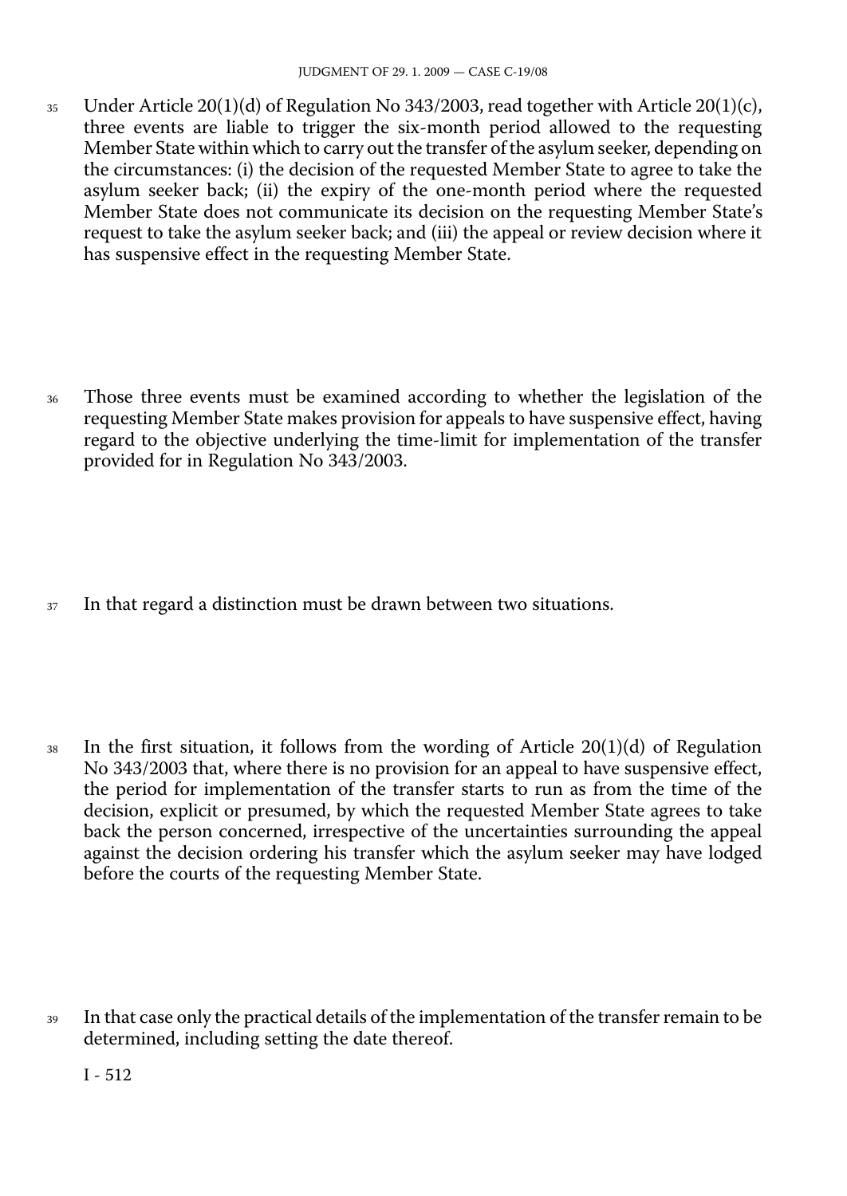35 Under Article 20(1)(d) of Regulation No 343/2003, read together with Article 20(1)(c), three events are liable to trigger the six-month period allowed to the requesting Member State within which to carry out the transfer of the asylum seeker, depending on the circumstances: (i) the decision of the requested Member State to agree to take the asylum seeker back; (ii) the expiry of the one-month period where the requested Member State does not communicate its decision on the requesting Member State's request to take the asylum seeker back; and (iii) the appeal or review decision where it has suspensive effect in the requesting Member State.

36 Those three events must be examined according to whether the legislation of the requesting Member State makes provision for appeals to have suspensive effect, having regard to the objective underlying the time-limit for implementation of the transfer provided for in Regulation No 343/2003.

37 In that regard a distinction must be drawn between two situations.

38 In the first situation, it follows from the wording of Article 20(1)(d) of Regulation No 343/2003 that, where there is no provision for an appeal to have suspensive effect, the period for implementation of the transfer starts to run as from the time of the decision, explicit or presumed, by which the requested Member State agrees to take back the person concerned, irrespective of the uncertainties surrounding the appeal against the decision ordering his transfer which the asylum seeker may have lodged before the courts of the requesting Member State.

39 In that case only the practical details of the implementation of the transfer remain to be determined, including setting the date thereof.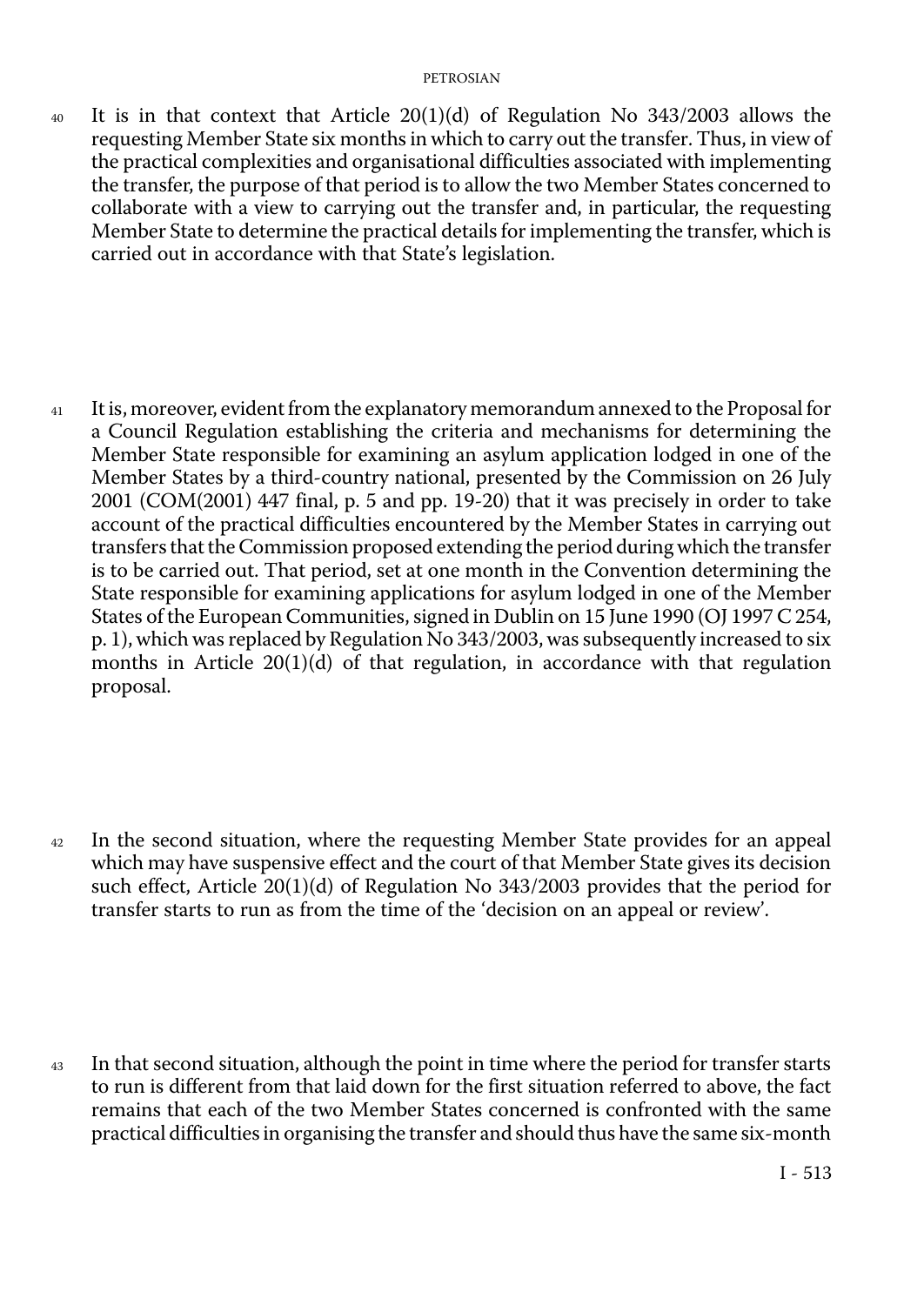40 It is in that context that Article 20(1)(d) of Regulation No 343/2003 allows the requesting Member State six months in which to carry out the transfer. Thus, in view of the practical complexities and organisational difficulties associated with implementing the transfer, the purpose of that period is to allow the two Member States concerned to collaborate with a view to carrying out the transfer and, in particular, the requesting Member State to determine the practical details for implementing the transfer, which is carried out in accordance with that State's legislation.

41 It is, moreover, evident from the explanatory memorandum annexed to the Proposal for a Council Regulation establishing the criteria and mechanisms for determining the Member State responsible for examining an asylum application lodged in one of the Member States by a third-country national, presented by the Commission on 26 July 2001 (COM(2001) 447 final, p. 5 and pp. 19-20) that it was precisely in order to take account of the practical difficulties encountered by the Member States in carrying out transfers that the Commission proposed extending the period during which the transfer is to be carried out. That period, set at one month in the Convention determining the State responsible for examining applications for asylum lodged in one of the Member States of the European Communities, signed in Dublin on 15 June 1990 (OJ 1997 C 254, p. 1), which was replaced by Regulation No 343/2003, was subsequently increased to six months in Article 20(1)(d) of that regulation, in accordance with that regulation proposal.

42 In the second situation, where the requesting Member State provides for an appeal which may have suspensive effect and the court of that Member State gives its decision such effect, Article 20(1)(d) of Regulation No 343/2003 provides that the period for transfer starts to run as from the time of the 'decision on an appeal or review'.

43 In that second situation, although the point in time where the period for transfer starts to run is different from that laid down for the first situation referred to above, the fact remains that each of the two Member States concerned is confronted with the same practical difficulties in organising the transfer and should thus have the same six-month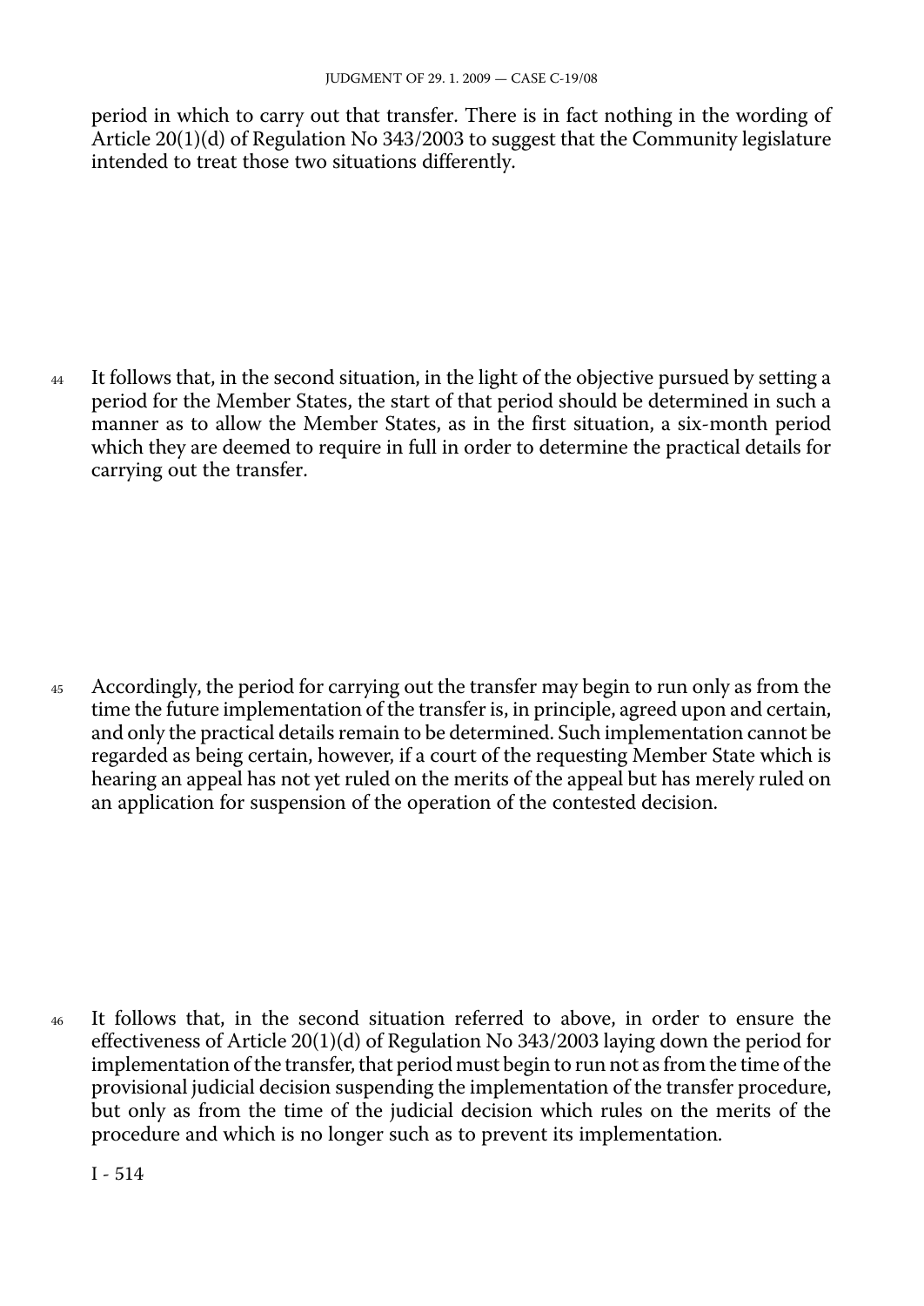period in which to carry out that transfer. There is in fact nothing in the wording of Article 20(1)(d) of Regulation No 343/2003 to suggest that the Community legislature intended to treat those two situations differently.

44 It follows that, in the second situation, in the light of the objective pursued by setting a period for the Member States, the start of that period should be determined in such a manner as to allow the Member States, as in the first situation, a six-month period which they are deemed to require in full in order to determine the practical details for carrying out the transfer.

45 Accordingly, the period for carrying out the transfer may begin to run only as from the time the future implementation of the transfer is, in principle, agreed upon and certain, and only the practical details remain to be determined. Such implementation cannot be regarded as being certain, however, if a court of the requesting Member State which is hearing an appeal has not yet ruled on the merits of the appeal but has merely ruled on an application for suspension of the operation of the contested decision.

46 It follows that, in the second situation referred to above, in order to ensure the effectiveness of Article 20(1)(d) of Regulation No 343/2003 laying down the period for implementation of the transfer, that period must begin to run not as from the time of the provisional judicial decision suspending the implementation of the transfer procedure, but only as from the time of the judicial decision which rules on the merits of the procedure and which is no longer such as to prevent its implementation.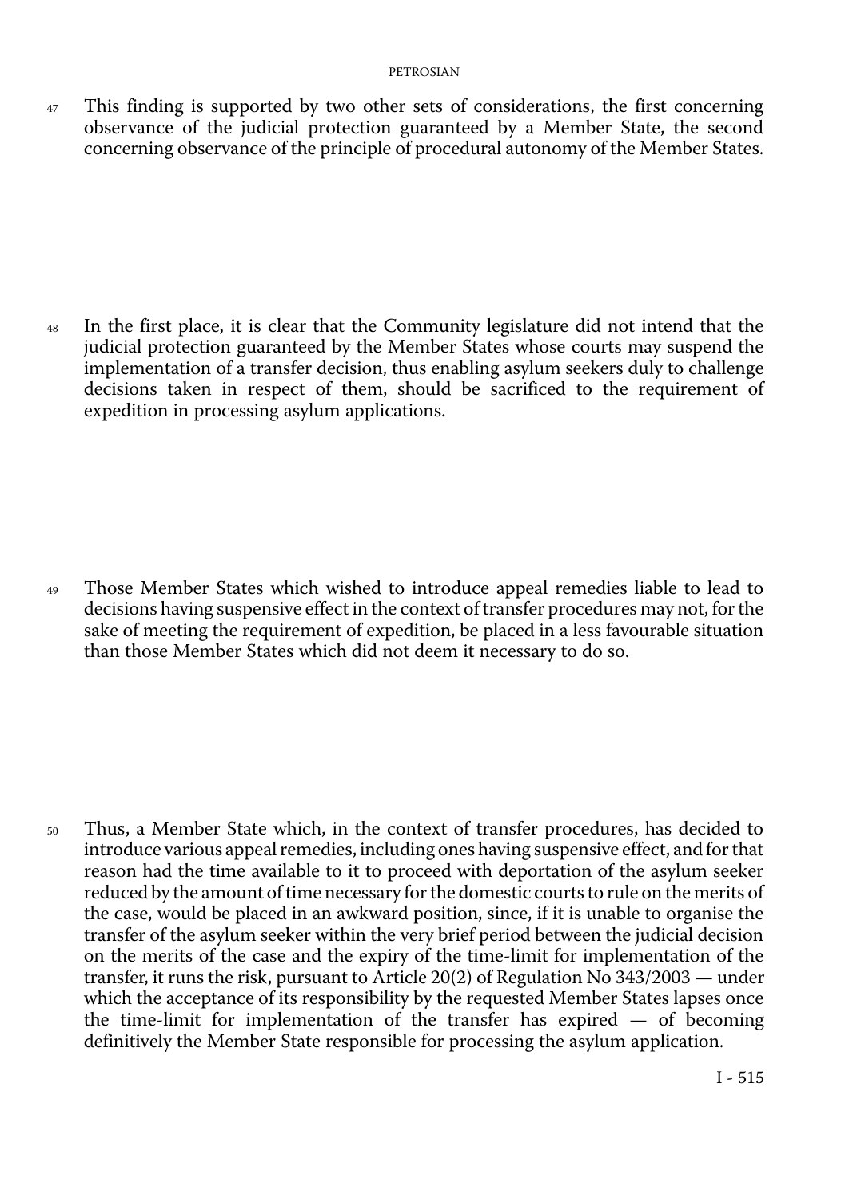47 This finding is supported by two other sets of considerations, the first concerning observance of the judicial protection guaranteed by a Member State, the second concerning observance of the principle of procedural autonomy of the Member States.

48 In the first place, it is clear that the Community legislature did not intend that the judicial protection guaranteed by the Member States whose courts may suspend the implementation of a transfer decision, thus enabling asylum seekers duly to challenge decisions taken in respect of them, should be sacrificed to the requirement of expedition in processing asylum applications.

49 Those Member States which wished to introduce appeal remedies liable to lead to decisions having suspensive effect in the context of transfer procedures may not, for the sake of meeting the requirement of expedition, be placed in a less favourable situation than those Member States which did not deem it necessary to do so.

50 Thus, a Member State which, in the context of transfer procedures, has decided to introduce various appeal remedies, including ones having suspensive effect, and for that reason had the time available to it to proceed with deportation of the asylum seeker reduced by the amount of time necessary for the domestic courts to rule on the merits of the case, would be placed in an awkward position, since, if it is unable to organise the transfer of the asylum seeker within the very brief period between the judicial decision on the merits of the case and the expiry of the time-limit for implementation of the transfer, it runs the risk, pursuant to Article 20(2) of Regulation No 343/2003 — under which the acceptance of its responsibility by the requested Member States lapses once the time-limit for implementation of the transfer has expired — of becoming definitively the Member State responsible for processing the asylum application.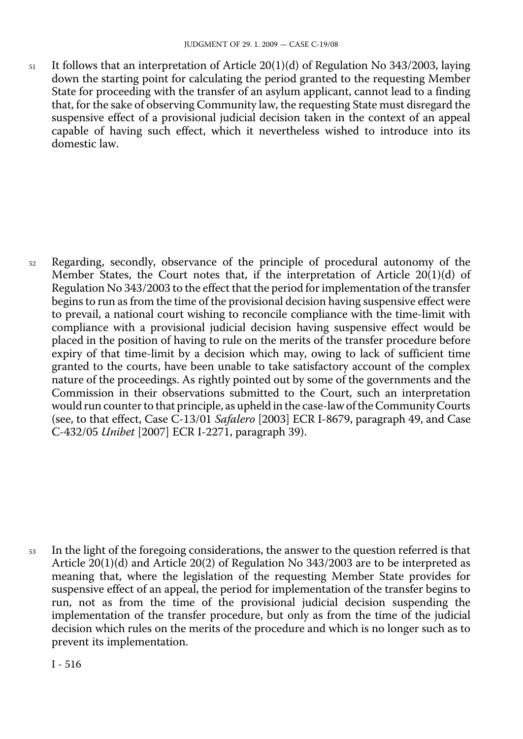51 It follows that an interpretation of Article 20(1)(d) of Regulation No 343/2003, laying down the starting point for calculating the period granted to the requesting Member State for proceeding with the transfer of an asylum applicant, cannot lead to a finding that, for the sake of observing Community law, the requesting State must disregard the suspensive effect of a provisional judicial decision taken in the context of an appeal capable of having such effect, which it nevertheless wished to introduce into its domestic law.

52 Regarding, secondly, observance of the principle of procedural autonomy of the Member States, the Court notes that, if the interpretation of Article 20(1)(d) of Regulation No 343/2003 to the effect that the period for implementation of the transfer begins to run as from the time of the provisional decision having suspensive effect were to prevail, a national court wishing to reconcile compliance with the time-limit with compliance with a provisional judicial decision having suspensive effect would be placed in the position of having to rule on the merits of the transfer procedure before expiry of that time-limit by a decision which may, owing to lack of sufficient time granted to the courts, have been unable to take satisfactory account of the complex nature of the proceedings. As rightly pointed out by some of the governments and the Commission in their observations submitted to the Court, such an interpretation would run counter to that principle, as upheld in the case-law of the Community Courts (see, to that effect, Case C-13/01 *Safalero* [2003] ECR I-8679, paragraph 49, and Case C-432/05 *Unibet* [2007] ECR I-2271, paragraph 39).

53 In the light of the foregoing considerations, the answer to the question referred is that Article 20(1)(d) and Article 20(2) of Regulation No 343/2003 are to be interpreted as meaning that, where the legislation of the requesting Member State provides for suspensive effect of an appeal, the period for implementation of the transfer begins to run, not as from the time of the provisional judicial decision suspending the implementation of the transfer procedure, but only as from the time of the judicial decision which rules on the merits of the procedure and which is no longer such as to prevent its implementation.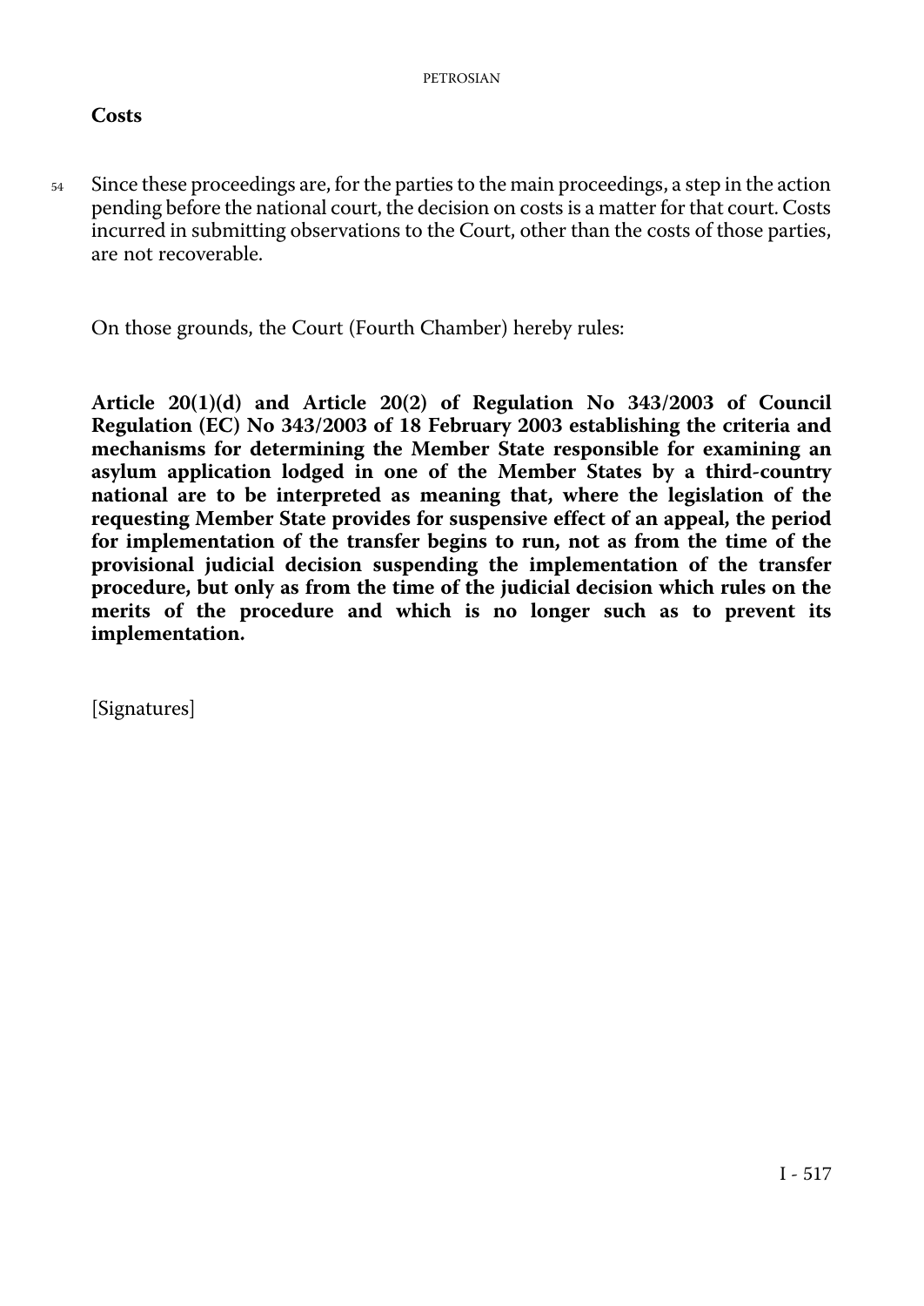**Costs**

54 Since these proceedings are, for the parties to the main proceedings, a step in the action pending before the national court, the decision on costs is a matter for that court. Costs incurred in submitting observations to the Court, other than the costs of those parties, are not recoverable.

On those grounds, the Court (Fourth Chamber) hereby rules:

**Article 20(1)(d) and Article 20(2) of Regulation No 343/2003 of Council Regulation (EC) No 343/2003 of 18 February 2003 establishing the criteria and mechanisms for determining the Member State responsible for examining an asylum application lodged in one of the Member States by a third-country national are to be interpreted as meaning that, where the legislation of the requesting Member State provides for suspensive effect of an appeal, the period for implementation of the transfer begins to run, not as from the time of the provisional judicial decision suspending the implementation of the transfer procedure, but only as from the time of the judicial decision which rules on the merits of the procedure and which is no longer such as to prevent its implementation.**

[Signatures]